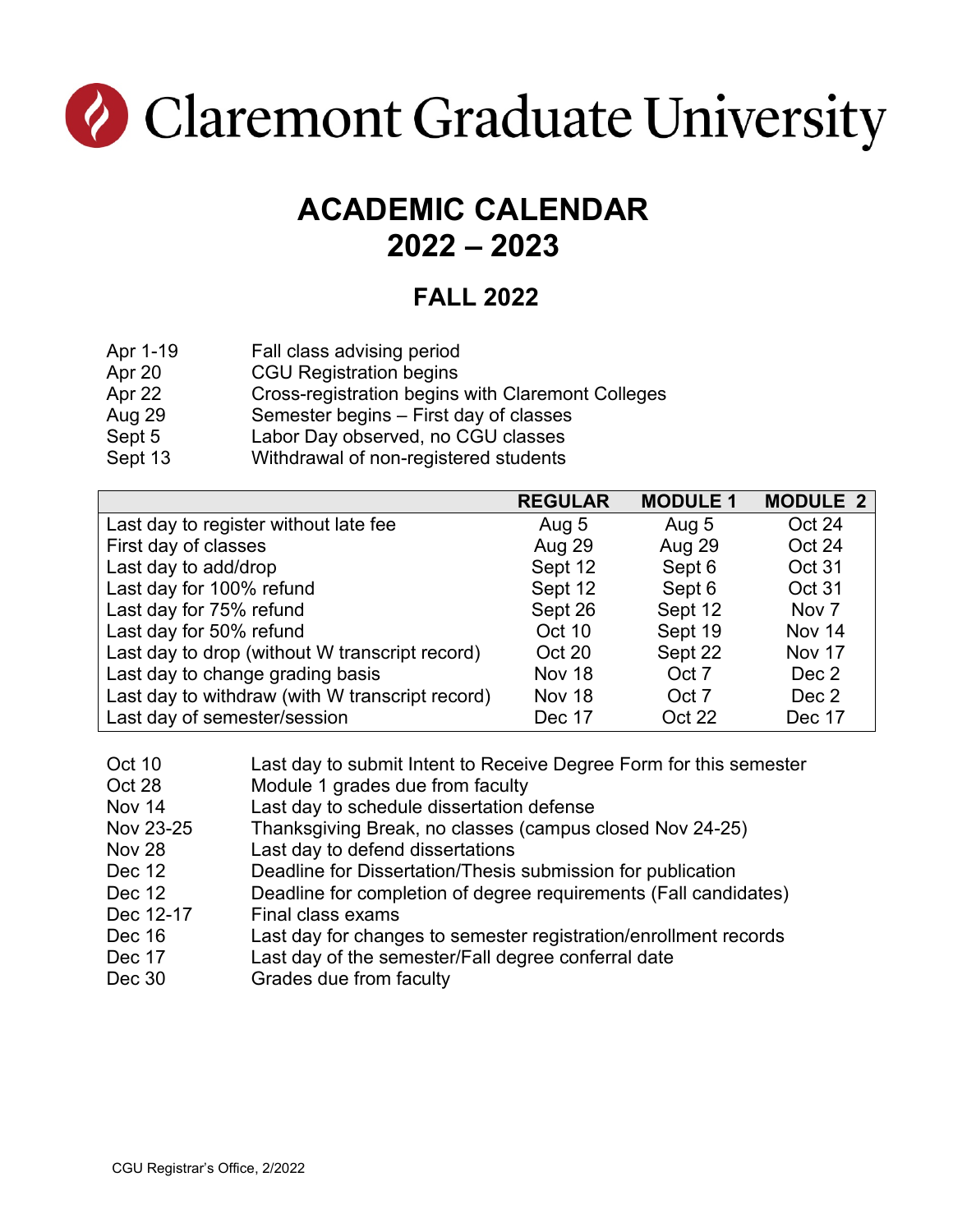# Claremont Graduate University

## ACADEMIC CALENDAR
## 2022 – 2023

### FALL 2022

| | |
|---|---|
| Apr 1-19 | Fall class advising period |
| Apr 20 | CGU Registration begins |
| Apr 22 | Cross-registration begins with Claremont Colleges |
| Aug 29 | Semester begins – First day of classes |
| Sept 5 | Labor Day observed, no CGU classes |
| Sept 13 | Withdrawal of non-registered students |

| | REGULAR | MODULE 1 | MODULE 2 |
|---|---|---|---|
| Last day to register without late fee | Aug 5 | Aug 5 | Oct 24 |
| First day of classes | Aug 29 | Aug 29 | Oct 24 |
| Last day to add/drop | Sept 12 | Sept 6 | Oct 31 |
| Last day for 100% refund | Sept 12 | Sept 6 | Oct 31 |
| Last day for 75% refund | Sept 26 | Sept 12 | Nov 7 |
| Last day for 50% refund | Oct 10 | Sept 19 | Nov 14 |
| Last day to drop (without W transcript record) | Oct 20 | Sept 22 | Nov 17 |
| Last day to change grading basis | Nov 18 | Oct 7 | Dec 2 |
| Last day to withdraw (with W transcript record) | Nov 18 | Oct 7 | Dec 2 |
| Last day of semester/session | Dec 17 | Oct 22 | Dec 17 |

| | |
|---|---|
| Oct 10 | Last day to submit Intent to Receive Degree Form for this semester |
| Oct 28 | Module 1 grades due from faculty |
| Nov 14 | Last day to schedule dissertation defense |
| Nov 23-25 | Thanksgiving Break, no classes (campus closed Nov 24-25) |
| Nov 28 | Last day to defend dissertations |
| Dec 12 | Deadline for Dissertation/Thesis submission for publication |
| Dec 12 | Deadline for completion of degree requirements (Fall candidates) |
| Dec 12-17 | Final class exams |
| Dec 16 | Last day for changes to semester registration/enrollment records |
| Dec 17 | Last day of the semester/Fall degree conferral date |
| Dec 30 | Grades due from faculty |

CGU Registrar's Office, 2/2022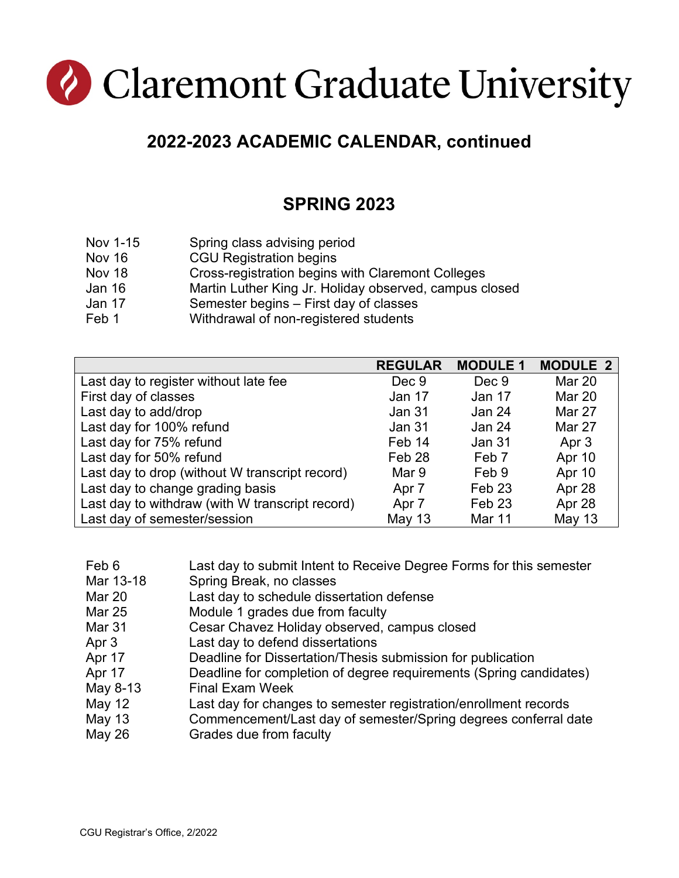# Claremont Graduate University

## 2022-2023 ACADEMIC CALENDAR, continued

## SPRING 2023

| | |
|---|---|
| Nov 1-15 | Spring class advising period |
| Nov 16 | CGU Registration begins |
| Nov 18 | Cross-registration begins with Claremont Colleges |
| Jan 16 | Martin Luther King Jr. Holiday observed, campus closed |
| Jan 17 | Semester begins – First day of classes |
| Feb 1 | Withdrawal of non-registered students |

| | REGULAR | MODULE 1 | MODULE 2 |
|---|---|---|---|
| Last day to register without late fee | Dec 9 | Dec 9 | Mar 20 |
| First day of classes | Jan 17 | Jan 17 | Mar 20 |
| Last day to add/drop | Jan 31 | Jan 24 | Mar 27 |
| Last day for 100% refund | Jan 31 | Jan 24 | Mar 27 |
| Last day for 75% refund | Feb 14 | Jan 31 | Apr 3 |
| Last day for 50% refund | Feb 28 | Feb 7 | Apr 10 |
| Last day to drop (without W transcript record) | Mar 9 | Feb 9 | Apr 10 |
| Last day to change grading basis | Apr 7 | Feb 23 | Apr 28 |
| Last day to withdraw (with W transcript record) | Apr 7 | Feb 23 | Apr 28 |
| Last day of semester/session | May 13 | Mar 11 | May 13 |

| | |
|---|---|
| Feb 6 | Last day to submit Intent to Receive Degree Forms for this semester |
| Mar 13-18 | Spring Break, no classes |
| Mar 20 | Last day to schedule dissertation defense |
| Mar 25 | Module 1 grades due from faculty |
| Mar 31 | Cesar Chavez Holiday observed, campus closed |
| Apr 3 | Last day to defend dissertations |
| Apr 17 | Deadline for Dissertation/Thesis submission for publication |
| Apr 17 | Deadline for completion of degree requirements (Spring candidates) |
| May 8-13 | Final Exam Week |
| May 12 | Last day for changes to semester registration/enrollment records |
| May 13 | Commencement/Last day of semester/Spring degrees conferral date |
| May 26 | Grades due from faculty |

CGU Registrar's Office, 2/2022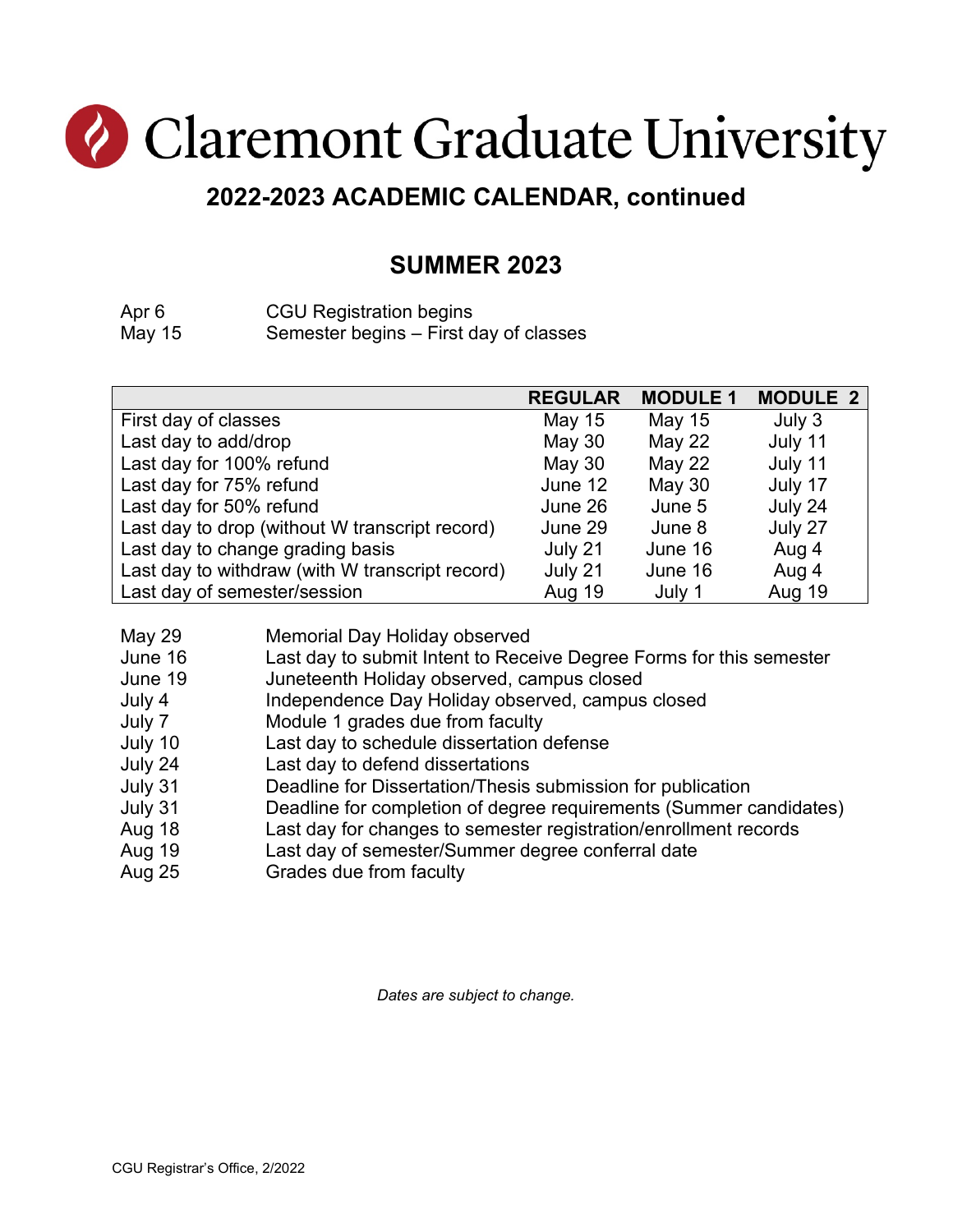# Claremont Graduate University

## 2022-2023 ACADEMIC CALENDAR, continued

## SUMMER 2023

| | |
|---|---|
| Apr 6 | CGU Registration begins |
| May 15 | Semester begins – First day of classes |

| | REGULAR | MODULE 1 | MODULE 2 |
|---|---|---|---|
| First day of classes | May 15 | May 15 | July 3 |
| Last day to add/drop | May 30 | May 22 | July 11 |
| Last day for 100% refund | May 30 | May 22 | July 11 |
| Last day for 75% refund | June 12 | May 30 | July 17 |
| Last day for 50% refund | June 26 | June 5 | July 24 |
| Last day to drop (without W transcript record) | June 29 | June 8 | July 27 |
| Last day to change grading basis | July 21 | June 16 | Aug 4 |
| Last day to withdraw (with W transcript record) | July 21 | June 16 | Aug 4 |
| Last day of semester/session | Aug 19 | July 1 | Aug 19 |

| | |
|---|---|
| May 29 | Memorial Day Holiday observed |
| June 16 | Last day to submit Intent to Receive Degree Forms for this semester |
| June 19 | Juneteenth Holiday observed, campus closed |
| July 4 | Independence Day Holiday observed, campus closed |
| July 7 | Module 1 grades due from faculty |
| July 10 | Last day to schedule dissertation defense |
| July 24 | Last day to defend dissertations |
| July 31 | Deadline for Dissertation/Thesis submission for publication |
| July 31 | Deadline for completion of degree requirements (Summer candidates) |
| Aug 18 | Last day for changes to semester registration/enrollment records |
| Aug 19 | Last day of semester/Summer degree conferral date |
| Aug 25 | Grades due from faculty |

*Dates are subject to change.*

CGU Registrar's Office, 2/2022